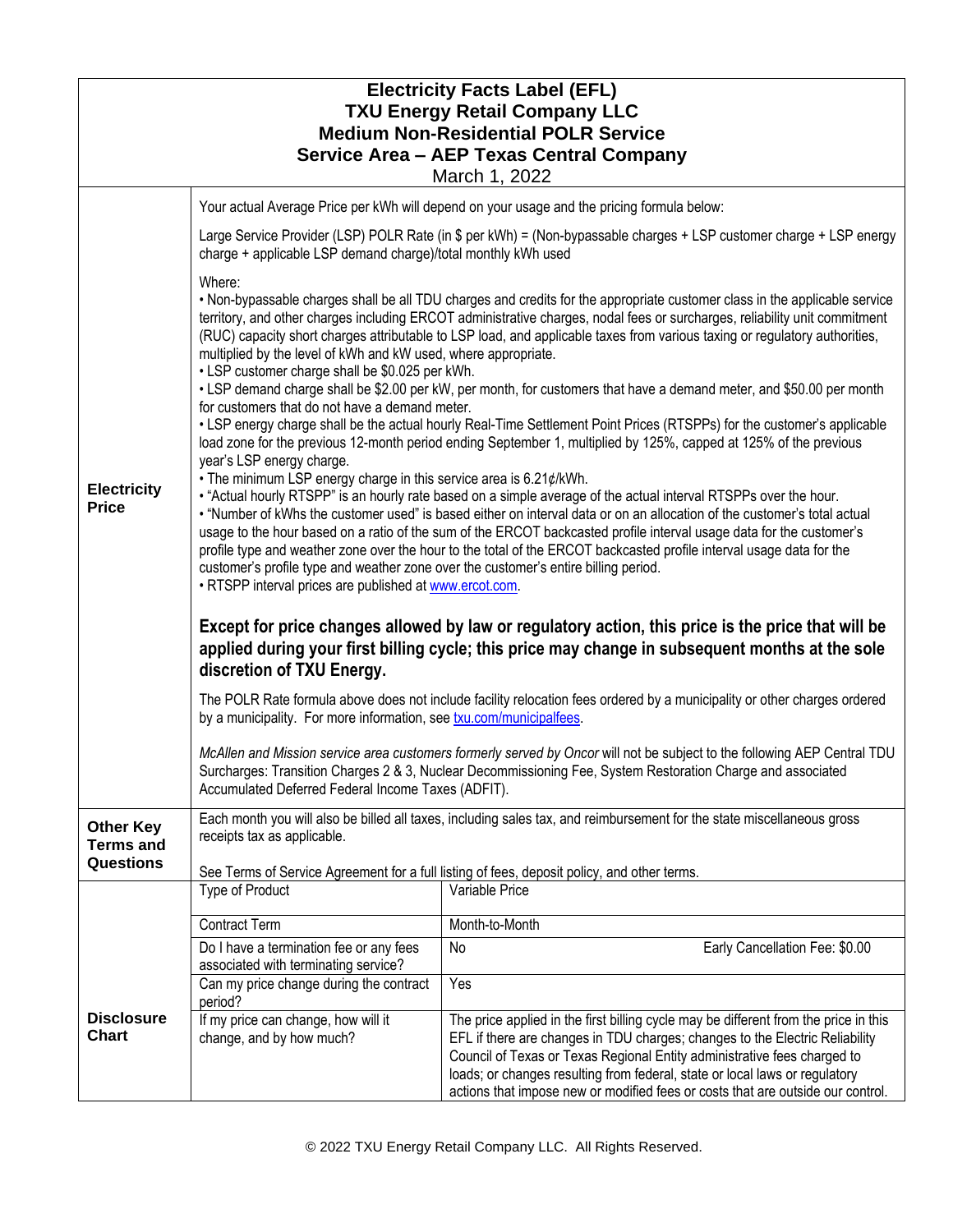# Electricity Facts Label (EFL)
## TXU Energy Retail Company LLC
## Medium Non-Residential POLR Service
## Service Area – AEP Texas Central Company

March 1, 2022

## Electricity Price

Your actual Average Price per kWh will depend on your usage and the pricing formula below:

Large Service Provider (LSP) POLR Rate (in $ per kWh) = (Non-bypassable charges + LSP customer charge + LSP energy charge + applicable LSP demand charge)/total monthly kWh used

Where:

- Non-bypassable charges shall be all TDU charges and credits for the appropriate customer class in the applicable service territory, and other charges including ERCOT administrative charges, nodal fees or surcharges, reliability unit commitment (RUC) capacity short charges attributable to LSP load, and applicable taxes from various taxing or regulatory authorities, multiplied by the level of kWh and kW used, where appropriate.
- LSP customer charge shall be $0.025 per kWh.
- LSP demand charge shall be $2.00 per kW, per month, for customers that have a demand meter, and $50.00 per month for customers that do not have a demand meter.
- LSP energy charge shall be the actual hourly Real-Time Settlement Point Prices (RTSPPs) for the customer's applicable load zone for the previous 12-month period ending September 1, multiplied by 125%, capped at 125% of the previous year's LSP energy charge.
- The minimum LSP energy charge in this service area is 6.21¢/kWh.
- "Actual hourly RTSPP" is an hourly rate based on a simple average of the actual interval RTSPPs over the hour.
- "Number of kWhs the customer used" is based either on interval data or on an allocation of the customer's total actual usage to the hour based on a ratio of the sum of the ERCOT backcasted profile interval usage data for the customer's profile type and weather zone over the hour to the total of the ERCOT backcasted profile interval usage data for the customer's profile type and weather zone over the customer's entire billing period.
- RTSPP interval prices are published at www.ercot.com.

**Except for price changes allowed by law or regulatory action, this price is the price that will be applied during your first billing cycle; this price may change in subsequent months at the sole discretion of TXU Energy.**

The POLR Rate formula above does not include facility relocation fees ordered by a municipality or other charges ordered by a municipality. For more information, see txu.com/municipalfees.

*McAllen and Mission service area customers formerly served by Oncor* will not be subject to the following AEP Central TDU Surcharges: Transition Charges 2 & 3, Nuclear Decommissioning Fee, System Restoration Charge and associated Accumulated Deferred Federal Income Taxes (ADFIT).

## Other Key Terms and Questions

Each month you will also be billed all taxes, including sales tax, and reimbursement for the state miscellaneous gross receipts tax as applicable.

See Terms of Service Agreement for a full listing of fees, deposit policy, and other terms.

## Disclosure Chart

| Question | Answer |
|---|---|
| Type of Product | Variable Price |
| Contract Term | Month-to-Month |
| Do I have a termination fee or any fees associated with terminating service? | No — Early Cancellation Fee: $0.00 |
| Can my price change during the contract period? | Yes |
| If my price can change, how will it change, and by how much? | The price applied in the first billing cycle may be different from the price in this EFL if there are changes in TDU charges; changes to the Electric Reliability Council of Texas or Texas Regional Entity administrative fees charged to loads; or changes resulting from federal, state or local laws or regulatory actions that impose new or modified fees or costs that are outside our control. |

© 2022 TXU Energy Retail Company LLC. All Rights Reserved.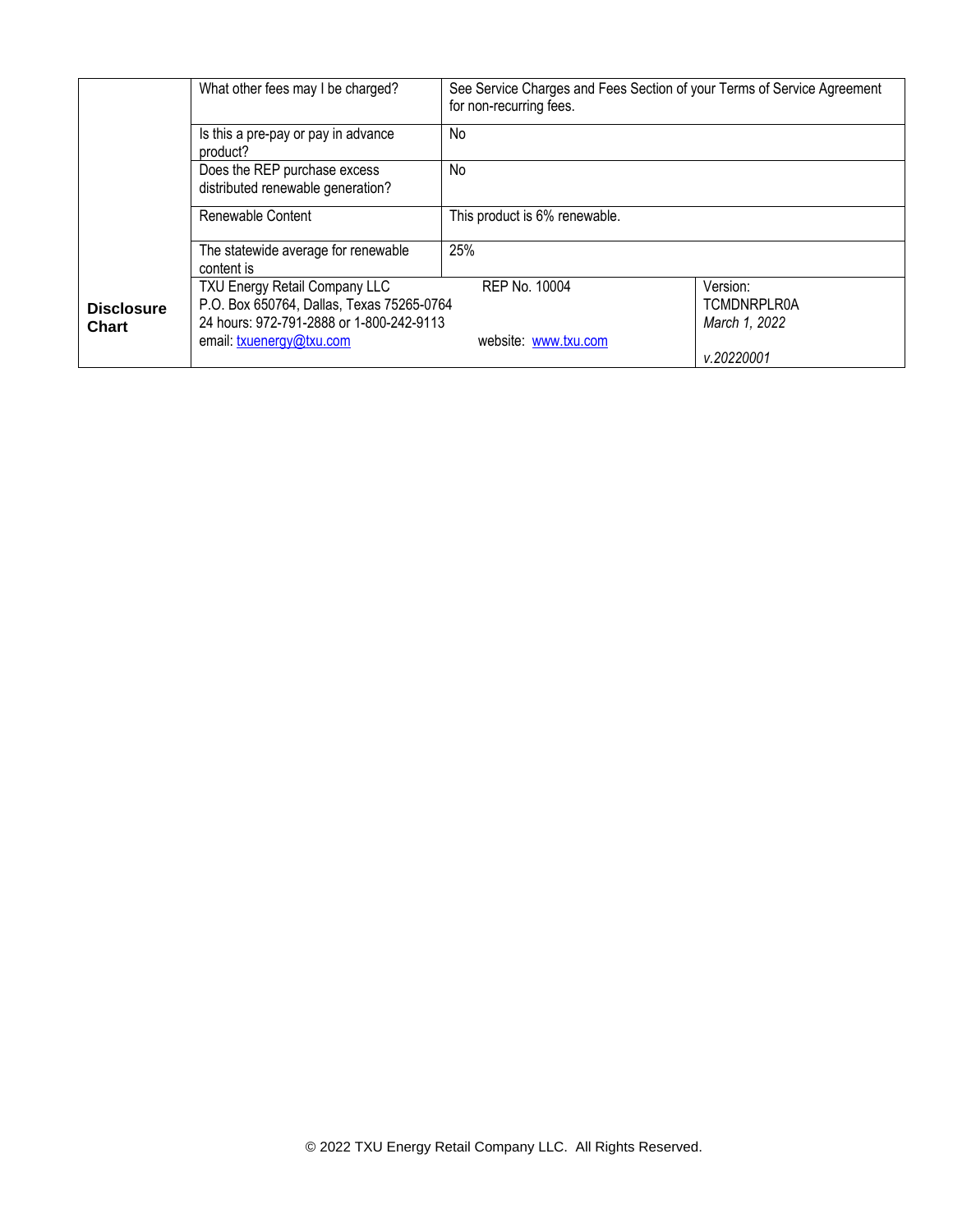| | | | |
|---|---|---|---|
| **Disclosure Chart** | What other fees may I be charged? | See Service Charges and Fees Section of your Terms of Service Agreement for non-recurring fees. | |
| | Is this a pre-pay or pay in advance product? | No | |
| | Does the REP purchase excess distributed renewable generation? | No | |
| | Renewable Content | This product is 6% renewable. | |
| | The statewide average for renewable content is | 25% | |
| | TXU Energy Retail Company LLC<br>P.O. Box 650764, Dallas, Texas 75265-0764<br>24 hours: 972-791-2888 or 1-800-242-9113<br>email: [txuenergy@txu.com](mailto:txuenergy@txu.com) | REP No. 10004<br><br><br>website: [www.txu.com](http://www.txu.com) | Version:<br>TCMDNRPLR0A<br>*March 1, 2022*<br><br>*v.20220001* |

© 2022 TXU Energy Retail Company LLC. All Rights Reserved.